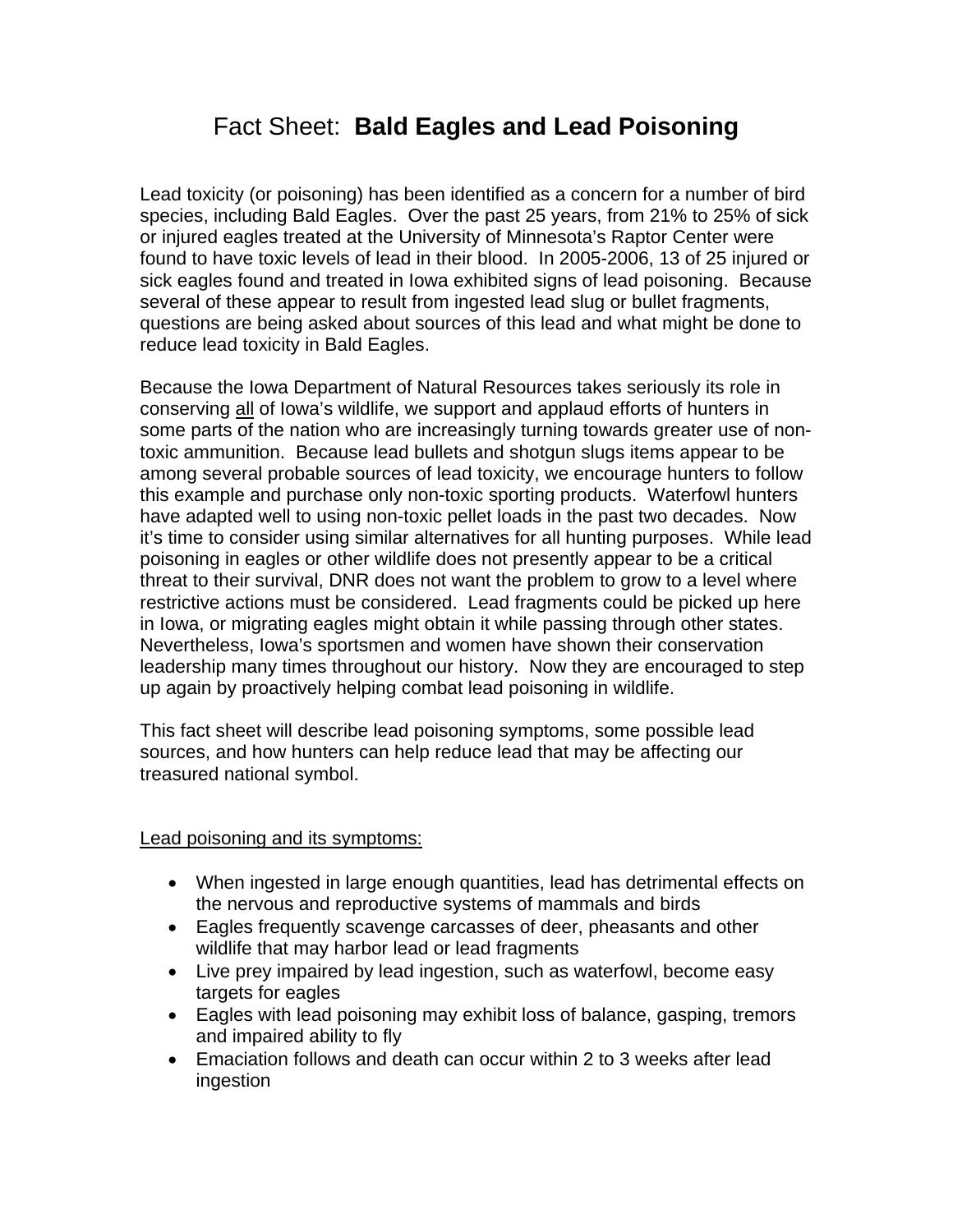# Fact Sheet: **Bald Eagles and Lead Poisoning**

Lead toxicity (or poisoning) has been identified as a concern for a number of bird species, including Bald Eagles. Over the past 25 years, from 21% to 25% of sick or injured eagles treated at the University of Minnesota's Raptor Center were found to have toxic levels of lead in their blood. In 2005-2006, 13 of 25 injured or sick eagles found and treated in Iowa exhibited signs of lead poisoning. Because several of these appear to result from ingested lead slug or bullet fragments, questions are being asked about sources of this lead and what might be done to reduce lead toxicity in Bald Eagles.

Because the Iowa Department of Natural Resources takes seriously its role in conserving <u>all</u> of Iowa's wildlife, we support and applaud efforts of hunters in some parts of the nation who are increasingly turning towards greater use of non-toxic ammunition. Because lead bullets and shotgun slugs items appear to be among several probable sources of lead toxicity, we encourage hunters to follow this example and purchase only non-toxic sporting products. Waterfowl hunters have adapted well to using non-toxic pellet loads in the past two decades. Now it's time to consider using similar alternatives for all hunting purposes. While lead poisoning in eagles or other wildlife does not presently appear to be a critical threat to their survival, DNR does not want the problem to grow to a level where restrictive actions must be considered. Lead fragments could be picked up here in Iowa, or migrating eagles might obtain it while passing through other states. Nevertheless, Iowa's sportsmen and women have shown their conservation leadership many times throughout our history. Now they are encouraged to step up again by proactively helping combat lead poisoning in wildlife.

This fact sheet will describe lead poisoning symptoms, some possible lead sources, and how hunters can help reduce lead that may be affecting our treasured national symbol.

<u>Lead poisoning and its symptoms:</u>

- When ingested in large enough quantities, lead has detrimental effects on the nervous and reproductive systems of mammals and birds
- Eagles frequently scavenge carcasses of deer, pheasants and other wildlife that may harbor lead or lead fragments
- Live prey impaired by lead ingestion, such as waterfowl, become easy targets for eagles
- Eagles with lead poisoning may exhibit loss of balance, gasping, tremors and impaired ability to fly
- Emaciation follows and death can occur within 2 to 3 weeks after lead ingestion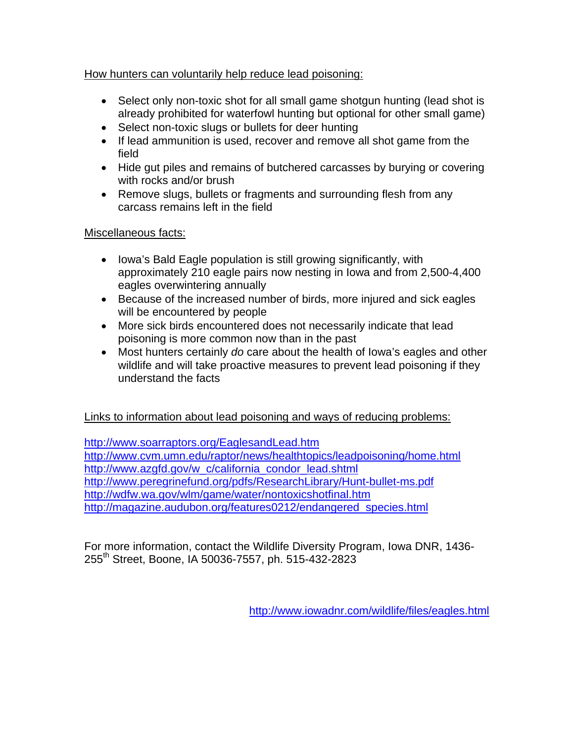How hunters can voluntarily help reduce lead poisoning:

- Select only non-toxic shot for all small game shotgun hunting (lead shot is already prohibited for waterfowl hunting but optional for other small game)
- Select non-toxic slugs or bullets for deer hunting
- If lead ammunition is used, recover and remove all shot game from the field
- Hide gut piles and remains of butchered carcasses by burying or covering with rocks and/or brush
- Remove slugs, bullets or fragments and surrounding flesh from any carcass remains left in the field

Miscellaneous facts:

- Iowa's Bald Eagle population is still growing significantly, with approximately 210 eagle pairs now nesting in Iowa and from 2,500-4,400 eagles overwintering annually
- Because of the increased number of birds, more injured and sick eagles will be encountered by people
- More sick birds encountered does not necessarily indicate that lead poisoning is more common now than in the past
- Most hunters certainly *do* care about the health of Iowa's eagles and other wildlife and will take proactive measures to prevent lead poisoning if they understand the facts

Links to information about lead poisoning and ways of reducing problems:

http://www.soarraptors.org/EaglesandLead.htm
http://www.cvm.umn.edu/raptor/news/healthtopics/leadpoisoning/home.html
http://www.azgfd.gov/w_c/california_condor_lead.shtml
http://www.peregrinefund.org/pdfs/ResearchLibrary/Hunt-bullet-ms.pdf
http://wdfw.wa.gov/wlm/game/water/nontoxicshotfinal.htm
http://magazine.audubon.org/features0212/endangered_species.html

For more information, contact the Wildlife Diversity Program, Iowa DNR, 1436-255th Street, Boone, IA 50036-7557, ph. 515-432-2823

http://www.iowadnr.com/wildlife/files/eagles.html